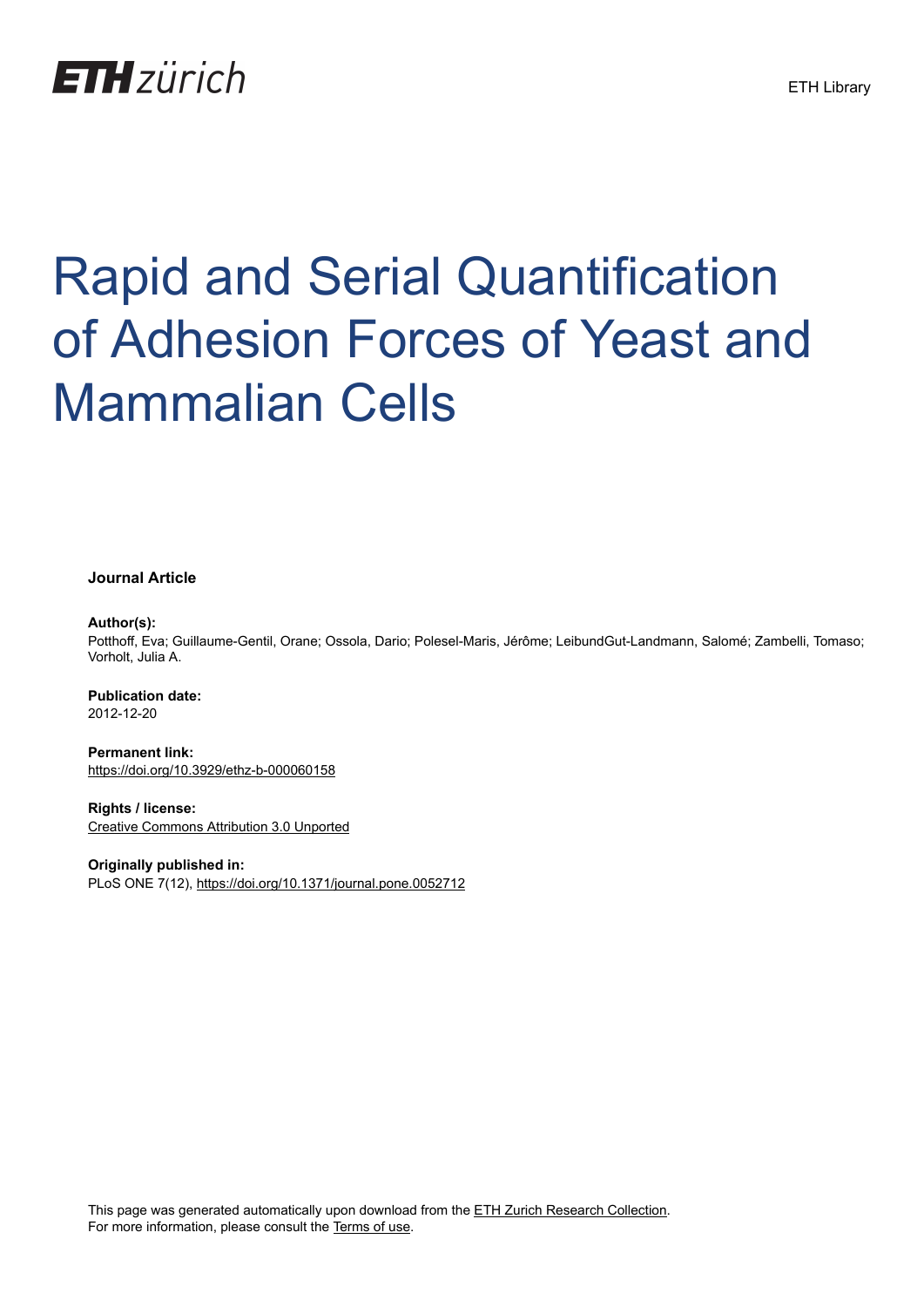ETH zürich

ETH Library

# Rapid and Serial Quantification of Adhesion Forces of Yeast and Mammalian Cells

**Journal Article**

**Author(s):**
Potthoff, Eva; Guillaume-Gentil, Orane; Ossola, Dario; Polesel-Maris, Jérôme; LeibundGut-Landmann, Salomé; Zambelli, Tomaso; Vorholt, Julia A.

**Publication date:**
2012-12-20

**Permanent link:**
https://doi.org/10.3929/ethz-b-000060158

**Rights / license:**
Creative Commons Attribution 3.0 Unported

**Originally published in:**
PLoS ONE 7(12), https://doi.org/10.1371/journal.pone.0052712

This page was generated automatically upon download from the ETH Zurich Research Collection.
For more information, please consult the Terms of use.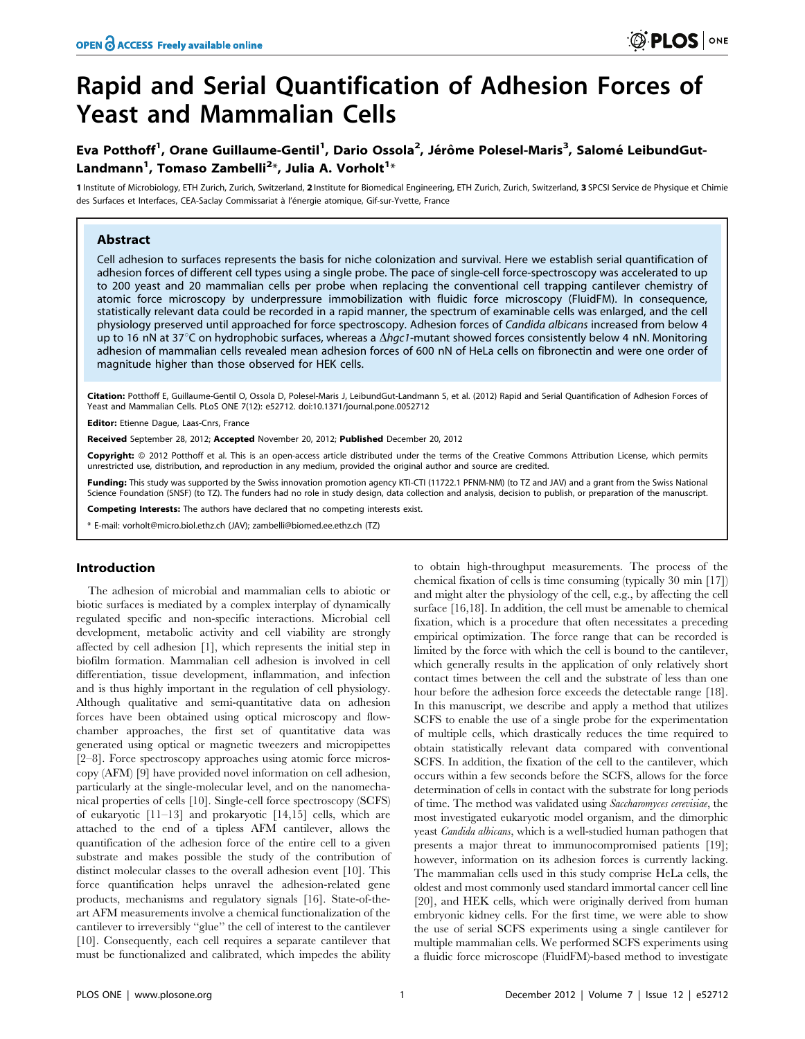# Rapid and Serial Quantification of Adhesion Forces of Yeast and Mammalian Cells

**Eva Potthoff[1], Orane Guillaume-Gentil[1], Dario Ossola[2], Jérôme Polesel-Maris[3], Salomé LeibundGut-Landmann[1], Tomaso Zambelli[2]*, Julia A. Vorholt[1]***

1 Institute of Microbiology, ETH Zurich, Zurich, Switzerland, 2 Institute for Biomedical Engineering, ETH Zurich, Zurich, Switzerland, 3 SPCSI Service de Physique et Chimie des Surfaces et Interfaces, CEA-Saclay Commissariat à l'énergie atomique, Gif-sur-Yvette, France

## Abstract

Cell adhesion to surfaces represents the basis for niche colonization and survival. Here we establish serial quantification of adhesion forces of different cell types using a single probe. The pace of single-cell force-spectroscopy was accelerated to up to 200 yeast and 20 mammalian cells per probe when replacing the conventional cell trapping cantilever chemistry of atomic force microscopy by underpressure immobilization with fluidic force microscopy (FluidFM). In consequence, statistically relevant data could be recorded in a rapid manner, the spectrum of examinable cells was enlarged, and the cell physiology preserved until approached for force spectroscopy. Adhesion forces of *Candida albicans* increased from below 4 up to 16 nN at 37°C on hydrophobic surfaces, whereas a Δ*hgc1*-mutant showed forces consistently below 4 nN. Monitoring adhesion of mammalian cells revealed mean adhesion forces of 600 nN of HeLa cells on fibronectin and were one order of magnitude higher than those observed for HEK cells.

**Citation:** Potthoff E, Guillaume-Gentil O, Ossola D, Polesel-Maris J, LeibundGut-Landmann S, et al. (2012) Rapid and Serial Quantification of Adhesion Forces of Yeast and Mammalian Cells. PLoS ONE 7(12): e52712. doi:10.1371/journal.pone.0052712

**Editor:** Etienne Dague, Laas-Cnrs, France

**Received** September 28, 2012; **Accepted** November 20, 2012; **Published** December 20, 2012

**Copyright:** © 2012 Potthoff et al. This is an open-access article distributed under the terms of the Creative Commons Attribution License, which permits unrestricted use, distribution, and reproduction in any medium, provided the original author and source are credited.

**Funding:** This study was supported by the Swiss innovation promotion agency KTI-CTI (11722.1 PFNM-NM) (to TZ and JAV) and a grant from the Swiss National Science Foundation (SNSF) (to TZ). The funders had no role in study design, data collection and analysis, decision to publish, or preparation of the manuscript.

**Competing Interests:** The authors have declared that no competing interests exist.

\* E-mail: vorholt@micro.biol.ethz.ch (JAV); zambelli@biomed.ee.ethz.ch (TZ)

## Introduction

The adhesion of microbial and mammalian cells to abiotic or biotic surfaces is mediated by a complex interplay of dynamically regulated specific and non-specific interactions. Microbial cell development, metabolic activity and cell viability are strongly affected by cell adhesion [1], which represents the initial step in biofilm formation. Mammalian cell adhesion is involved in cell differentiation, tissue development, inflammation, and infection and is thus highly important in the regulation of cell physiology. Although qualitative and semi-quantitative data on adhesion forces have been obtained using optical microscopy and flow-chamber approaches, the first set of quantitative data was generated using optical or magnetic tweezers and micropipettes [2–8]. Force spectroscopy approaches using atomic force microscopy (AFM) [9] have provided novel information on cell adhesion, particularly at the single-molecular level, and on the nanomechanical properties of cells [10]. Single-cell force spectroscopy (SCFS) of eukaryotic [11–13] and prokaryotic [14,15] cells, which are attached to the end of a tipless AFM cantilever, allows the quantification of the adhesion force of the entire cell to a given substrate and makes possible the study of the contribution of distinct molecular classes to the overall adhesion event [10]. This force quantification helps unravel the adhesion-related gene products, mechanisms and regulatory signals [16]. State-of-the-art AFM measurements involve a chemical functionalization of the cantilever to irreversibly "glue" the cell of interest to the cantilever [10]. Consequently, each cell requires a separate cantilever that must be functionalized and calibrated, which impedes the ability to obtain high-throughput measurements. The process of the chemical fixation of cells is time consuming (typically 30 min [17]) and might alter the physiology of the cell, e.g., by affecting the cell surface [16,18]. In addition, the cell must be amenable to chemical fixation, which is a procedure that often necessitates a preceding empirical optimization. The force range that can be recorded is limited by the force with which the cell is bound to the cantilever, which generally results in the application of only relatively short contact times between the cell and the substrate of less than one hour before the adhesion force exceeds the detectable range [18]. In this manuscript, we describe and apply a method that utilizes SCFS to enable the use of a single probe for the experimentation of multiple cells, which drastically reduces the time required to obtain statistically relevant data compared with conventional SCFS. In addition, the fixation of the cell to the cantilever, which occurs within a few seconds before the SCFS, allows for the force determination of cells in contact with the substrate for long periods of time. The method was validated using *Saccharomyces cerevisiae*, the most investigated eukaryotic model organism, and the dimorphic yeast *Candida albicans*, which is a well-studied human pathogen that presents a major threat to immunocompromised patients [19]; however, information on its adhesion forces is currently lacking. The mammalian cells used in this study comprise HeLa cells, the oldest and most commonly used standard immortal cancer cell line [20], and HEK cells, which were originally derived from human embryonic kidney cells. For the first time, we were able to show the use of serial SCFS experiments using a single cantilever for multiple mammalian cells. We performed SCFS experiments using a fluidic force microscope (FluidFM)-based method to investigate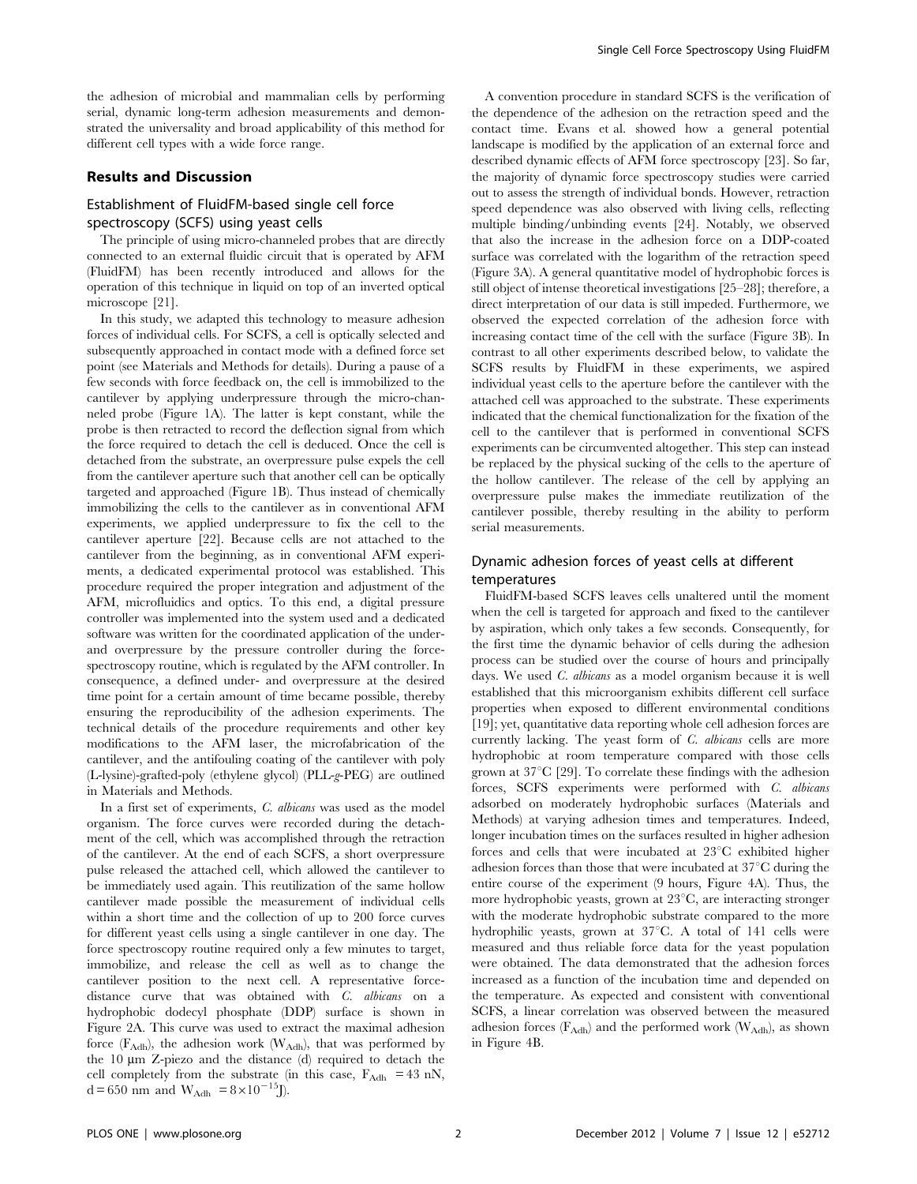the adhesion of microbial and mammalian cells by performing serial, dynamic long-term adhesion measurements and demonstrated the universality and broad applicability of this method for different cell types with a wide force range.

## Results and Discussion

### Establishment of FluidFM-based single cell force spectroscopy (SCFS) using yeast cells

The principle of using micro-channeled probes that are directly connected to an external fluidic circuit that is operated by AFM (FluidFM) has been recently introduced and allows for the operation of this technique in liquid on top of an inverted optical microscope [21].

In this study, we adapted this technology to measure adhesion forces of individual cells. For SCFS, a cell is optically selected and subsequently approached in contact mode with a defined force set point (see Materials and Methods for details). During a pause of a few seconds with force feedback on, the cell is immobilized to the cantilever by applying underpressure through the micro-channeled probe (Figure 1A). The latter is kept constant, while the probe is then retracted to record the deflection signal from which the force required to detach the cell is deduced. Once the cell is detached from the substrate, an overpressure pulse expels the cell from the cantilever aperture such that another cell can be optically targeted and approached (Figure 1B). Thus instead of chemically immobilizing the cells to the cantilever as in conventional AFM experiments, we applied underpressure to fix the cell to the cantilever aperture [22]. Because cells are not attached to the cantilever from the beginning, as in conventional AFM experiments, a dedicated experimental protocol was established. This procedure required the proper integration and adjustment of the AFM, microfluidics and optics. To this end, a digital pressure controller was implemented into the system used and a dedicated software was written for the coordinated application of the under- and overpressure by the pressure controller during the force-spectroscopy routine, which is regulated by the AFM controller. In consequence, a defined under- and overpressure at the desired time point for a certain amount of time became possible, thereby ensuring the reproducibility of the adhesion experiments. The technical details of the procedure requirements and other key modifications to the AFM laser, the microfabrication of the cantilever, and the antifouling coating of the cantilever with poly (L-lysine)-grafted-poly (ethylene glycol) (PLL-*g*-PEG) are outlined in Materials and Methods.

In a first set of experiments, *C. albicans* was used as the model organism. The force curves were recorded during the detachment of the cell, which was accomplished through the retraction of the cantilever. At the end of each SCFS, a short overpressure pulse released the attached cell, which allowed the cantilever to be immediately used again. This reutilization of the same hollow cantilever made possible the measurement of individual cells within a short time and the collection of up to 200 force curves for different yeast cells using a single cantilever in one day. The force spectroscopy routine required only a few minutes to target, immobilize, and release the cell as well as to change the cantilever position to the next cell. A representative force-distance curve that was obtained with *C. albicans* on a hydrophobic dodecyl phosphate (DDP) surface is shown in Figure 2A. This curve was used to extract the maximal adhesion force ($F_{Adh}$), the adhesion work ($W_{Adh}$), that was performed by the 10 µm Z-piezo and the distance (d) required to detach the cell completely from the substrate (in this case, $F_{Adh}$ = 43 nN, d = 650 nm and $W_{Adh}$ = $8\times10^{-15}$J).

A convention procedure in standard SCFS is the verification of the dependence of the adhesion on the retraction speed and the contact time. Evans et al. showed how a general potential landscape is modified by the application of an external force and described dynamic effects of AFM force spectroscopy [23]. So far, the majority of dynamic force spectroscopy studies were carried out to assess the strength of individual bonds. However, retraction speed dependence was also observed with living cells, reflecting multiple binding/unbinding events [24]. Notably, we observed that also the increase in the adhesion force on a DDP-coated surface was correlated with the logarithm of the retraction speed (Figure 3A). A general quantitative model of hydrophobic forces is still object of intense theoretical investigations [25–28]; therefore, a direct interpretation of our data is still impeded. Furthermore, we observed the expected correlation of the adhesion force with increasing contact time of the cell with the surface (Figure 3B). In contrast to all other experiments described below, to validate the SCFS results by FluidFM in these experiments, we aspired individual yeast cells to the aperture before the cantilever with the attached cell was approached to the substrate. These experiments indicated that the chemical functionalization for the fixation of the cell to the cantilever that is performed in conventional SCFS experiments can be circumvented altogether. This step can instead be replaced by the physical sucking of the cells to the aperture of the hollow cantilever. The release of the cell by applying an overpressure pulse makes the immediate reutilization of the cantilever possible, thereby resulting in the ability to perform serial measurements.

### Dynamic adhesion forces of yeast cells at different temperatures

FluidFM-based SCFS leaves cells unaltered until the moment when the cell is targeted for approach and fixed to the cantilever by aspiration, which only takes a few seconds. Consequently, for the first time the dynamic behavior of cells during the adhesion process can be studied over the course of hours and principally days. We used *C. albicans* as a model organism because it is well established that this microorganism exhibits different cell surface properties when exposed to different environmental conditions [19]; yet, quantitative data reporting whole cell adhesion forces are currently lacking. The yeast form of *C. albicans* cells are more hydrophobic at room temperature compared with those cells grown at 37°C [29]. To correlate these findings with the adhesion forces, SCFS experiments were performed with *C. albicans* adsorbed on moderately hydrophobic surfaces (Materials and Methods) at varying adhesion times and temperatures. Indeed, longer incubation times on the surfaces resulted in higher adhesion forces and cells that were incubated at 23°C exhibited higher adhesion forces than those that were incubated at 37°C during the entire course of the experiment (9 hours, Figure 4A). Thus, the more hydrophobic yeasts, grown at 23°C, are interacting stronger with the moderate hydrophobic substrate compared to the more hydrophilic yeasts, grown at 37°C. A total of 141 cells were measured and thus reliable force data for the yeast population were obtained. The data demonstrated that the adhesion forces increased as a function of the incubation time and depended on the temperature. As expected and consistent with conventional SCFS, a linear correlation was observed between the measured adhesion forces ($F_{Adh}$) and the performed work ($W_{Adh}$), as shown in Figure 4B.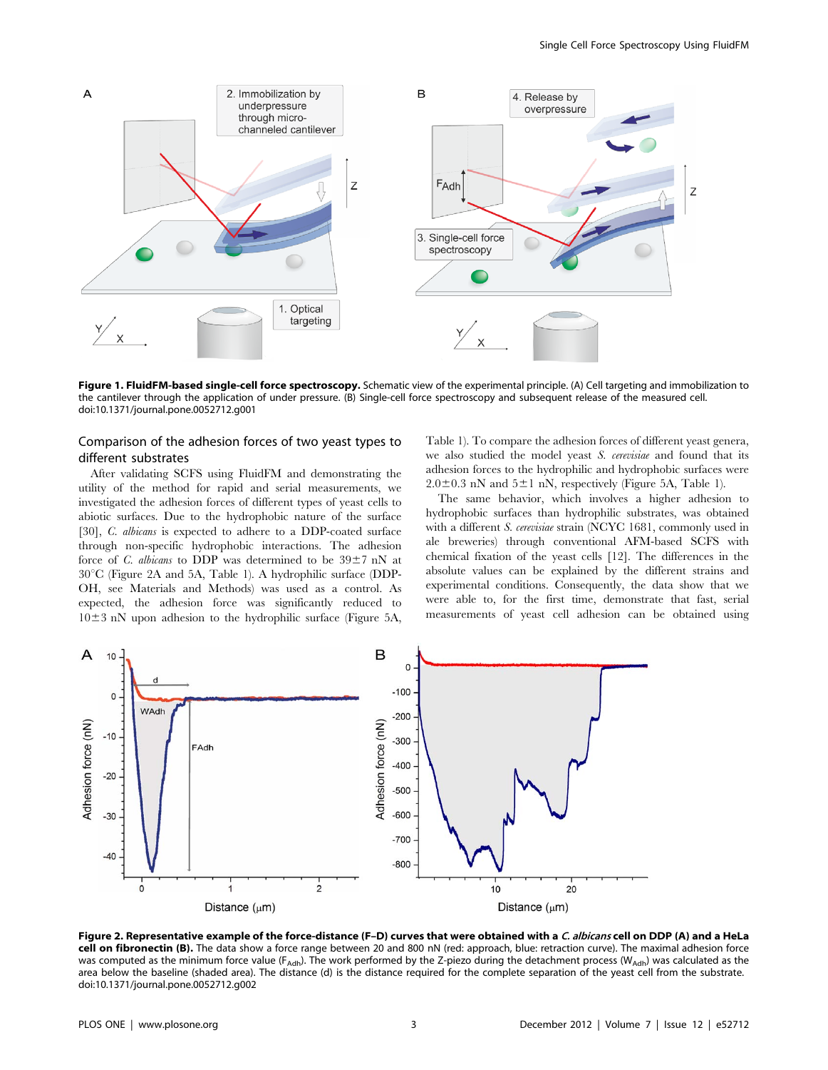**Figure 1. FluidFM-based single-cell force spectroscopy.** Schematic view of the experimental principle. (A) Cell targeting and immobilization to the cantilever through the application of under pressure. (B) Single-cell force spectroscopy and subsequent release of the measured cell.
doi:10.1371/journal.pone.0052712.g001

### Comparison of the adhesion forces of two yeast types to different substrates

After validating SCFS using FluidFM and demonstrating the utility of the method for rapid and serial measurements, we investigated the adhesion forces of different types of yeast cells to abiotic surfaces. Due to the hydrophobic nature of the surface [30], *C. albicans* is expected to adhere to a DDP-coated surface through non-specific hydrophobic interactions. The adhesion force of *C. albicans* to DDP was determined to be 39±7 nN at 30°C (Figure 2A and 5A, Table 1). A hydrophilic surface (DDP-OH, see Materials and Methods) was used as a control. As expected, the adhesion force was significantly reduced to 10±3 nN upon adhesion to the hydrophilic surface (Figure 5A, Table 1). To compare the adhesion forces of different yeast genera, we also studied the model yeast *S. cerevisiae* and found that its adhesion forces to the hydrophilic and hydrophobic surfaces were 2.0±0.3 nN and 5±1 nN, respectively (Figure 5A, Table 1).

The same behavior, which involves a higher adhesion to hydrophobic surfaces than hydrophilic substrates, was obtained with a different *S. cerevisiae* strain (NCYC 1681, commonly used in ale breweries) through conventional AFM-based SCFS with chemical fixation of the yeast cells [12]. The differences in the absolute values can be explained by the different strains and experimental conditions. Consequently, the data show that we were able to, for the first time, demonstrate that fast, serial measurements of yeast cell adhesion can be obtained using

**Figure 2. Representative example of the force-distance (F–D) curves that were obtained with a *C. albicans* cell on DDP (A) and a HeLa cell on fibronectin (B).** The data show a force range between 20 and 800 nN (red: approach, blue: retraction curve). The maximal adhesion force was computed as the minimum force value ($F_{Adh}$). The work performed by the Z-piezo during the detachment process ($W_{Adh}$) was calculated as the area below the baseline (shaded area). The distance (d) is the distance required for the complete separation of the yeast cell from the substrate.
doi:10.1371/journal.pone.0052712.g002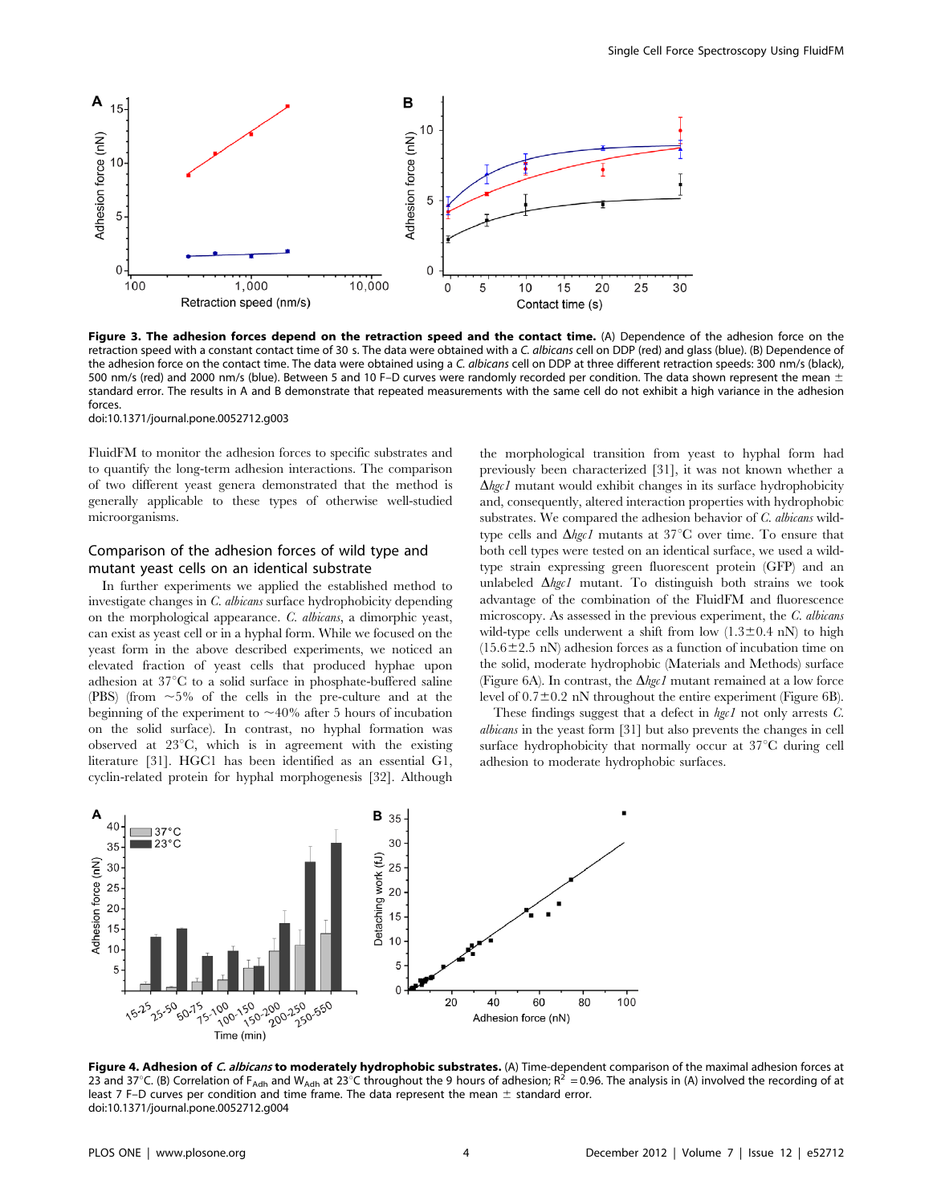**Figure 3. The adhesion forces depend on the retraction speed and the contact time.** (A) Dependence of the adhesion force on the retraction speed with a constant contact time of 30 s. The data were obtained with a *C. albicans* cell on DDP (red) and glass (blue). (B) Dependence of the adhesion force on the contact time. The data were obtained using a *C. albicans* cell on DDP at three different retraction speeds: 300 nm/s (black), 500 nm/s (red) and 2000 nm/s (blue). Between 5 and 10 F–D curves were randomly recorded per condition. The data shown represent the mean ± standard error. The results in A and B demonstrate that repeated measurements with the same cell do not exhibit a high variance in the adhesion forces.
doi:10.1371/journal.pone.0052712.g003

FluidFM to monitor the adhesion forces to specific substrates and to quantify the long-term adhesion interactions. The comparison of two different yeast genera demonstrated that the method is generally applicable to these types of otherwise well-studied microorganisms.

## Comparison of the adhesion forces of wild type and mutant yeast cells on an identical substrate

In further experiments we applied the established method to investigate changes in *C. albicans* surface hydrophobicity depending on the morphological appearance. *C. albicans*, a dimorphic yeast, can exist as yeast cell or in a hyphal form. While we focused on the yeast form in the above described experiments, we noticed an elevated fraction of yeast cells that produced hyphae upon adhesion at 37°C to a solid surface in phosphate-buffered saline (PBS) (from ~5% of the cells in the pre-culture and at the beginning of the experiment to ~40% after 5 hours of incubation on the solid surface). In contrast, no hyphal formation was observed at 23°C, which is in agreement with the existing literature [31]. HGC1 has been identified as an essential G1, cyclin-related protein for hyphal morphogenesis [32]. Although the morphological transition from yeast to hyphal form had previously been characterized [31], it was not known whether a Δ*hgc1* mutant would exhibit changes in its surface hydrophobicity and, consequently, altered interaction properties with hydrophobic substrates. We compared the adhesion behavior of *C. albicans* wild-type cells and Δ*hgc1* mutants at 37°C over time. To ensure that both cell types were tested on an identical surface, we used a wild-type strain expressing green fluorescent protein (GFP) and an unlabeled Δ*hgc1* mutant. To distinguish both strains we took advantage of the combination of the FluidFM and fluorescence microscopy. As assessed in the previous experiment, the *C. albicans* wild-type cells underwent a shift from low (1.3±0.4 nN) to high (15.6±2.5 nN) adhesion forces as a function of incubation time on the solid, moderate hydrophobic (Materials and Methods) surface (Figure 6A). In contrast, the Δ*hgc1* mutant remained at a low force level of 0.7±0.2 nN throughout the entire experiment (Figure 6B).

These findings suggest that a defect in *hgc1* not only arrests *C. albicans* in the yeast form [31] but also prevents the changes in cell surface hydrophobicity that normally occur at 37°C during cell adhesion to moderate hydrophobic surfaces.

**Figure 4. Adhesion of *C. albicans* to moderately hydrophobic substrates.** (A) Time-dependent comparison of the maximal adhesion forces at 23 and 37°C. (B) Correlation of $F_{Adh}$ and $W_{Adh}$ at 23°C throughout the 9 hours of adhesion; $R^2$ = 0.96. The analysis in (A) involved the recording of at least 7 F–D curves per condition and time frame. The data represent the mean ± standard error.
doi:10.1371/journal.pone.0052712.g004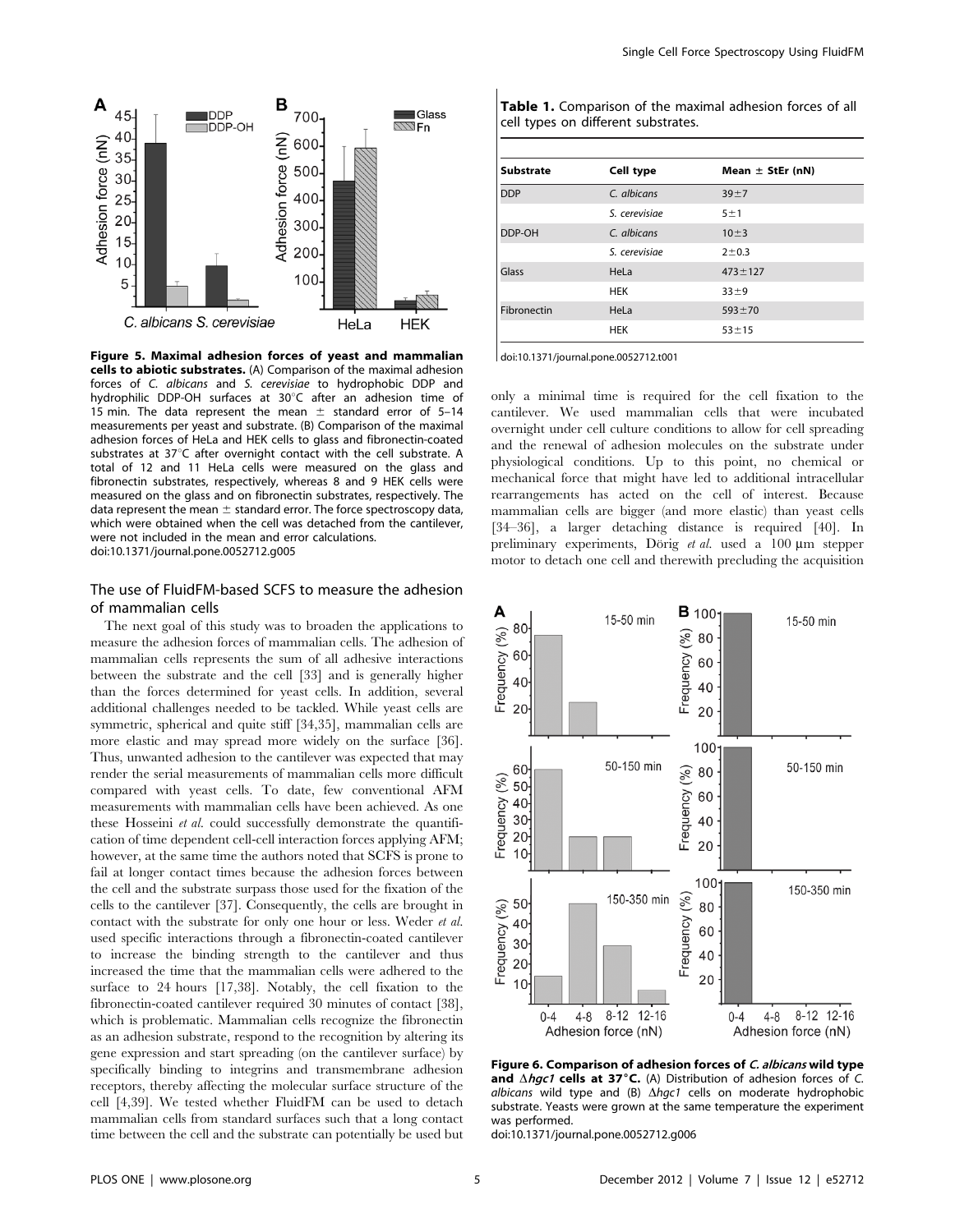**Figure 5. Maximal adhesion forces of yeast and mammalian cells to abiotic substrates.** (A) Comparison of the maximal adhesion forces of *C. albicans* and *S. cerevisiae* to hydrophobic DDP and hydrophilic DDP-OH surfaces at 30°C after an adhesion time of 15 min. The data represent the mean ± standard error of 5–14 measurements per yeast and substrate. (B) Comparison of the maximal adhesion forces of HeLa and HEK cells to glass and fibronectin-coated substrates at 37°C after overnight contact with the cell substrate. A total of 12 and 11 HeLa cells were measured on the glass and fibronectin substrates, respectively, whereas 8 and 9 HEK cells were measured on the glass and on fibronectin substrates, respectively. The data represent the mean ± standard error. The force spectroscopy data, which were obtained when the cell was detached from the cantilever, were not included in the mean and error calculations.
doi:10.1371/journal.pone.0052712.g005

## The use of FluidFM-based SCFS to measure the adhesion of mammalian cells

The next goal of this study was to broaden the applications to measure the adhesion forces of mammalian cells. The adhesion of mammalian cells represents the sum of all adhesive interactions between the substrate and the cell [33] and is generally higher than the forces determined for yeast cells. In addition, several additional challenges needed to be tackled. While yeast cells are symmetric, spherical and quite stiff [34,35], mammalian cells are more elastic and may spread more widely on the surface [36]. Thus, unwanted adhesion to the cantilever was expected that may render the serial measurements of mammalian cells more difficult compared with yeast cells. To date, few conventional AFM measurements with mammalian cells have been achieved. As one these Hosseini *et al.* could successfully demonstrate the quantification of time dependent cell-cell interaction forces applying AFM; however, at the same time the authors noted that SCFS is prone to fail at longer contact times because the adhesion forces between the cell and the substrate surpass those used for the fixation of the cells to the cantilever [37]. Consequently, the cells are brought in contact with the substrate for only one hour or less. Weder *et al.* used specific interactions through a fibronectin-coated cantilever to increase the binding strength to the cantilever and thus increased the time that the mammalian cells were adhered to the surface to 24 hours [17,38]. Notably, the cell fixation to the fibronectin-coated cantilever required 30 minutes of contact [38], which is problematic. Mammalian cells recognize the fibronectin as an adhesion substrate, respond to the recognition by altering its gene expression and start spreading (on the cantilever surface) by specifically binding to integrins and transmembrane adhesion receptors, thereby affecting the molecular surface structure of the cell [4,39]. We tested whether FluidFM can be used to detach mammalian cells from standard surfaces such that a long contact time between the cell and the substrate can potentially be used but only a minimal time is required for the cell fixation to the cantilever. We used mammalian cells that were incubated overnight under cell culture conditions to allow for cell spreading and the renewal of adhesion molecules on the substrate under physiological conditions. Up to this point, no chemical or mechanical force that might have led to additional intracellular rearrangements has acted on the cell of interest. Because mammalian cells are bigger (and more elastic) than yeast cells [34–36], a larger detaching distance is required [40]. In preliminary experiments, Dörig *et al.* used a 100 µm stepper motor to detach one cell and therewith precluding the acquisition

**Table 1.** Comparison of the maximal adhesion forces of all cell types on different substrates.

| Substrate | Cell type | Mean ± StEr (nN) |
|---|---|---|
| DDP | *C. albicans* | 39±7 |
| | *S. cerevisiae* | 5±1 |
| DDP-OH | *C. albicans* | 10±3 |
| | *S. cerevisiae* | 2±0.3 |
| Glass | HeLa | 473±127 |
| | HEK | 33±9 |
| Fibronectin | HeLa | 593±70 |
| | HEK | 53±15 |

doi:10.1371/journal.pone.0052712.t001

**Figure 6. Comparison of adhesion forces of *C. albicans* wild type and Δ*hgc1* cells at 37°C.** (A) Distribution of adhesion forces of *C. albicans* wild type and (B) Δ*hgc1* cells on moderate hydrophobic substrate. Yeasts were grown at the same temperature the experiment was performed.
doi:10.1371/journal.pone.0052712.g006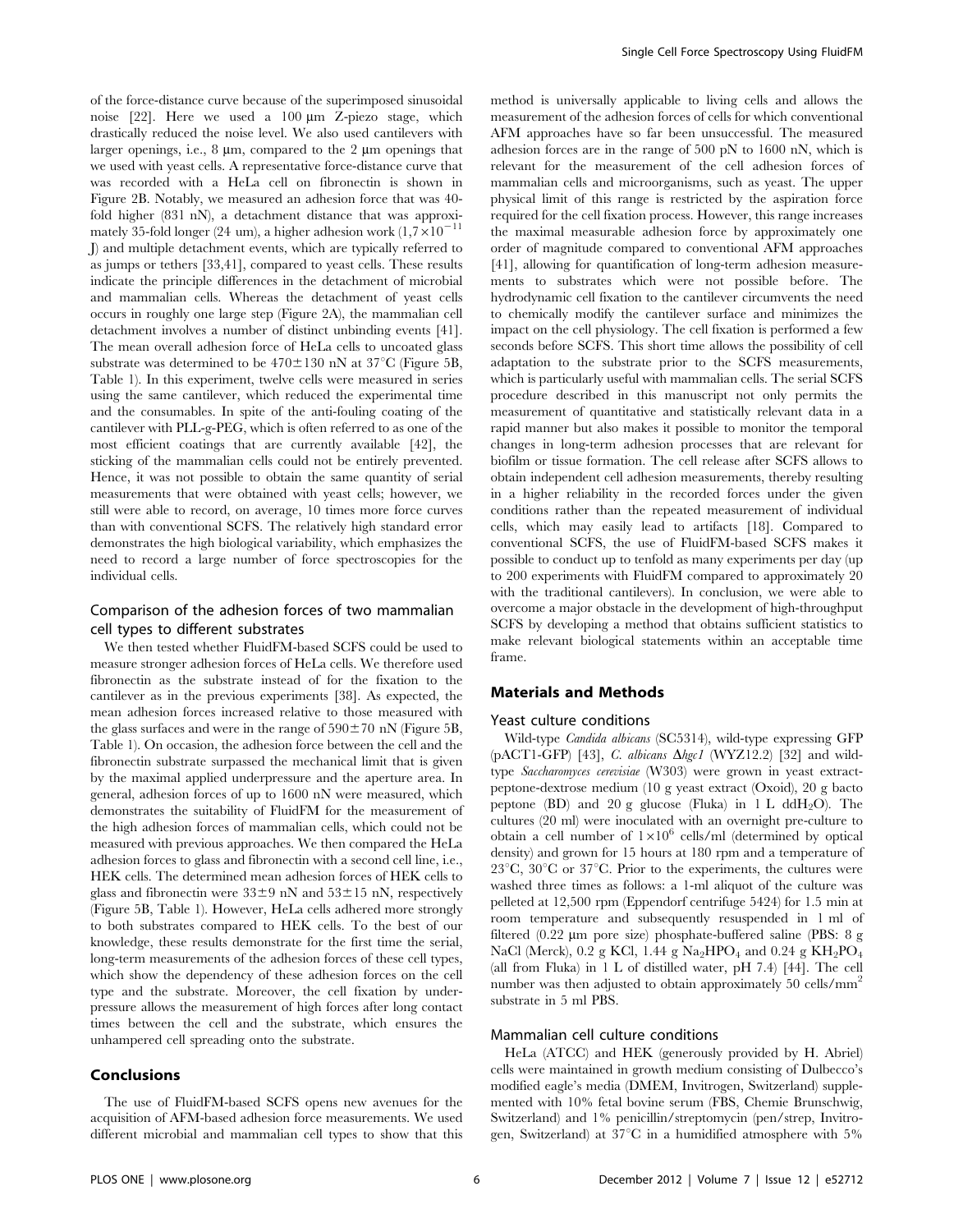of the force-distance curve because of the superimposed sinusoidal noise [22]. Here we used a 100 µm Z-piezo stage, which drastically reduced the noise level. We also used cantilevers with larger openings, i.e., 8 µm, compared to the 2 µm openings that we used with yeast cells. A representative force-distance curve that was recorded with a HeLa cell on fibronectin is shown in Figure 2B. Notably, we measured an adhesion force that was 40-fold higher (831 nN), a detachment distance that was approximately 35-fold longer (24 um), a higher adhesion work ($1{,}7\times10^{-11}$ J) and multiple detachment events, which are typically referred to as jumps or tethers [33,41], compared to yeast cells. These results indicate the principle differences in the detachment of microbial and mammalian cells. Whereas the detachment of yeast cells occurs in roughly one large step (Figure 2A), the mammalian cell detachment involves a number of distinct unbinding events [41]. The mean overall adhesion force of HeLa cells to uncoated glass substrate was determined to be 470±130 nN at 37°C (Figure 5B, Table 1). In this experiment, twelve cells were measured in series using the same cantilever, which reduced the experimental time and the consumables. In spite of the anti-fouling coating of the cantilever with PLL-g-PEG, which is often referred to as one of the most efficient coatings that are currently available [42], the sticking of the mammalian cells could not be entirely prevented. Hence, it was not possible to obtain the same quantity of serial measurements that were obtained with yeast cells; however, we still were able to record, on average, 10 times more force curves than with conventional SCFS. The relatively high standard error demonstrates the high biological variability, which emphasizes the need to record a large number of force spectroscopies for the individual cells.

### Comparison of the adhesion forces of two mammalian cell types to different substrates

We then tested whether FluidFM-based SCFS could be used to measure stronger adhesion forces of HeLa cells. We therefore used fibronectin as the substrate instead of for the fixation to the cantilever as in the previous experiments [38]. As expected, the mean adhesion forces increased relative to those measured with the glass surfaces and were in the range of 590±70 nN (Figure 5B, Table 1). On occasion, the adhesion force between the cell and the fibronectin substrate surpassed the mechanical limit that is given by the maximal applied underpressure and the aperture area. In general, adhesion forces of up to 1600 nN were measured, which demonstrates the suitability of FluidFM for the measurement of the high adhesion forces of mammalian cells, which could not be measured with previous approaches. We then compared the HeLa adhesion forces to glass and fibronectin with a second cell line, i.e., HEK cells. The determined mean adhesion forces of HEK cells to glass and fibronectin were 33±9 nN and 53±15 nN, respectively (Figure 5B, Table 1). However, HeLa cells adhered more strongly to both substrates compared to HEK cells. To the best of our knowledge, these results demonstrate for the first time the serial, long-term measurements of the adhesion forces of these cell types, which show the dependency of these adhesion forces on the cell type and the substrate. Moreover, the cell fixation by underpressure allows the measurement of high forces after long contact times between the cell and the substrate, which ensures the unhampered cell spreading onto the substrate.

## Conclusions

The use of FluidFM-based SCFS opens new avenues for the acquisition of AFM-based adhesion force measurements. We used different microbial and mammalian cell types to show that this method is universally applicable to living cells and allows the measurement of the adhesion forces of cells for which conventional AFM approaches have so far been unsuccessful. The measured adhesion forces are in the range of 500 pN to 1600 nN, which is relevant for the measurement of the cell adhesion forces of mammalian cells and microorganisms, such as yeast. The upper physical limit of this range is restricted by the aspiration force required for the cell fixation process. However, this range increases the maximal measurable adhesion force by approximately one order of magnitude compared to conventional AFM approaches [41], allowing for quantification of long-term adhesion measurements to substrates which were not possible before. The hydrodynamic cell fixation to the cantilever circumvents the need to chemically modify the cantilever surface and minimizes the impact on the cell physiology. The cell fixation is performed a few seconds before SCFS. This short time allows the possibility of cell adaptation to the substrate prior to the SCFS measurements, which is particularly useful with mammalian cells. The serial SCFS procedure described in this manuscript not only permits the measurement of quantitative and statistically relevant data in a rapid manner but also makes it possible to monitor the temporal changes in long-term adhesion processes that are relevant for biofilm or tissue formation. The cell release after SCFS allows to obtain independent cell adhesion measurements, thereby resulting in a higher reliability in the recorded forces under the given conditions rather than the repeated measurement of individual cells, which may easily lead to artifacts [18]. Compared to conventional SCFS, the use of FluidFM-based SCFS makes it possible to conduct up to tenfold as many experiments per day (up to 200 experiments with FluidFM compared to approximately 20 with the traditional cantilevers). In conclusion, we were able to overcome a major obstacle in the development of high-throughput SCFS by developing a method that obtains sufficient statistics to make relevant biological statements within an acceptable time frame.

## Materials and Methods

### Yeast culture conditions

Wild-type *Candida albicans* (SC5314), wild-type expressing GFP (pACT1-GFP) [43], *C. albicans* Δ*hgc1* (WYZ12.2) [32] and wild-type *Saccharomyces cerevisiae* (W303) were grown in yeast extract-peptone-dextrose medium (10 g yeast extract (Oxoid), 20 g bacto peptone (BD) and 20 g glucose (Fluka) in 1 L dd$H_2O$). The cultures (20 ml) were inoculated with an overnight pre-culture to obtain a cell number of $1\times10^6$ cells/ml (determined by optical density) and grown for 15 hours at 180 rpm and a temperature of 23°C, 30°C or 37°C. Prior to the experiments, the cultures were washed three times as follows: a 1-ml aliquot of the culture was pelleted at 12,500 rpm (Eppendorf centrifuge 5424) for 1.5 min at room temperature and subsequently resuspended in 1 ml of filtered (0.22 µm pore size) phosphate-buffered saline (PBS: 8 g NaCl (Merck), 0.2 g KCl, 1.44 g $Na_2HPO_4$ and 0.24 g $KH_2PO_4$ (all from Fluka) in 1 L of distilled water, pH 7.4) [44]. The cell number was then adjusted to obtain approximately 50 cells/$mm^2$ substrate in 5 ml PBS.

### Mammalian cell culture conditions

HeLa (ATCC) and HEK (generously provided by H. Abriel) cells were maintained in growth medium consisting of Dulbecco's modified eagle's media (DMEM, Invitrogen, Switzerland) supplemented with 10% fetal bovine serum (FBS, Chemie Brunschwig, Switzerland) and 1% penicillin/streptomycin (pen/strep, Invitrogen, Switzerland) at 37°C in a humidified atmosphere with 5%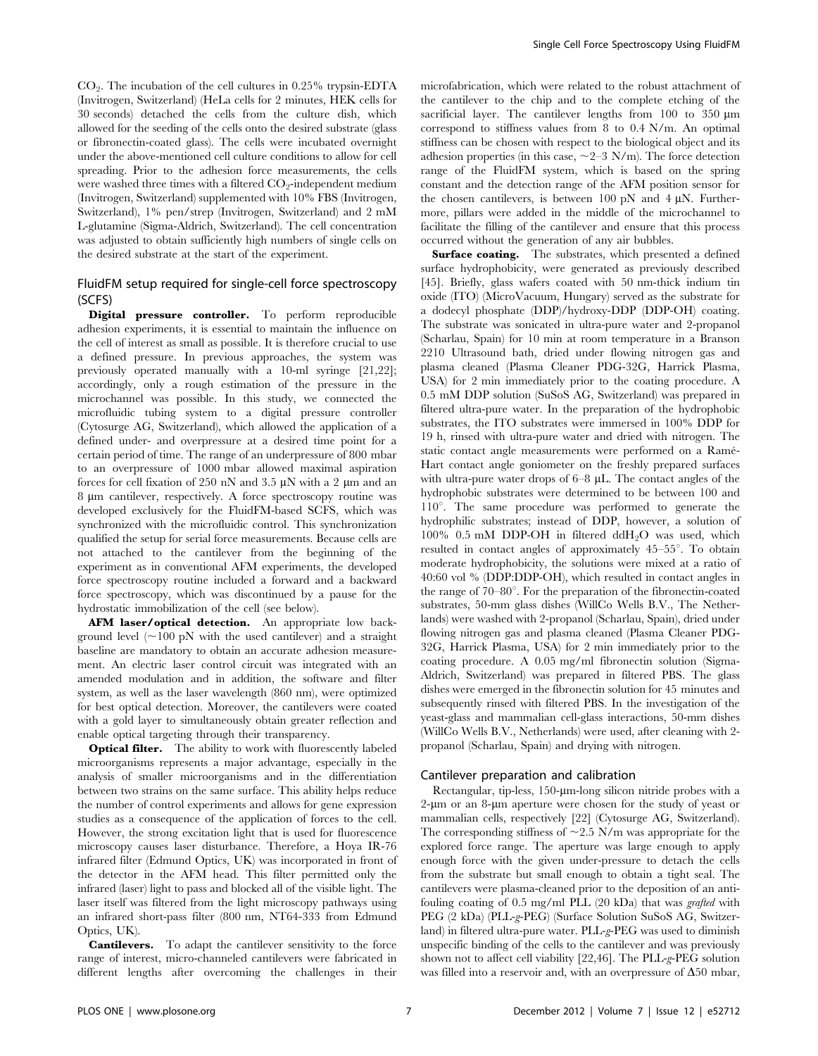$CO_2$. The incubation of the cell cultures in 0.25% trypsin-EDTA (Invitrogen, Switzerland) (HeLa cells for 2 minutes, HEK cells for 30 seconds) detached the cells from the culture dish, which allowed for the seeding of the cells onto the desired substrate (glass or fibronectin-coated glass). The cells were incubated overnight under the above-mentioned cell culture conditions to allow for cell spreading. Prior to the adhesion force measurements, the cells were washed three times with a filtered $CO_2$-independent medium (Invitrogen, Switzerland) supplemented with 10% FBS (Invitrogen, Switzerland), 1% pen/strep (Invitrogen, Switzerland) and 2 mM L-glutamine (Sigma-Aldrich, Switzerland). The cell concentration was adjusted to obtain sufficiently high numbers of single cells on the desired substrate at the start of the experiment.

## FluidFM setup required for single-cell force spectroscopy (SCFS)

**Digital pressure controller.** To perform reproducible adhesion experiments, it is essential to maintain the influence on the cell of interest as small as possible. It is therefore crucial to use a defined pressure. In previous approaches, the system was previously operated manually with a 10-ml syringe [21,22]; accordingly, only a rough estimation of the pressure in the microchannel was possible. In this study, we connected the microfluidic tubing system to a digital pressure controller (Cytosurge AG, Switzerland), which allowed the application of a defined under- and overpressure at a desired time point for a certain period of time. The range of an underpressure of 800 mbar to an overpressure of 1000 mbar allowed maximal aspiration forces for cell fixation of 250 nN and 3.5 μN with a 2 μm and an 8 μm cantilever, respectively. A force spectroscopy routine was developed exclusively for the FluidFM-based SCFS, which was synchronized with the microfluidic control. This synchronization qualified the setup for serial force measurements. Because cells are not attached to the cantilever from the beginning of the experiment as in conventional AFM experiments, the developed force spectroscopy routine included a forward and a backward force spectroscopy, which was discontinued by a pause for the hydrostatic immobilization of the cell (see below).

**AFM laser/optical detection.** An appropriate low background level (~100 pN with the used cantilever) and a straight baseline are mandatory to obtain an accurate adhesion measurement. An electric laser control circuit was integrated with an amended modulation and in addition, the software and filter system, as well as the laser wavelength (860 nm), were optimized for best optical detection. Moreover, the cantilevers were coated with a gold layer to simultaneously obtain greater reflection and enable optical targeting through their transparency.

**Optical filter.** The ability to work with fluorescently labeled microorganisms represents a major advantage, especially in the analysis of smaller microorganisms and in the differentiation between two strains on the same surface. This ability helps reduce the number of control experiments and allows for gene expression studies as a consequence of the application of forces to the cell. However, the strong excitation light that is used for fluorescence microscopy causes laser disturbance. Therefore, a Hoya IR-76 infrared filter (Edmund Optics, UK) was incorporated in front of the detector in the AFM head. This filter permitted only the infrared (laser) light to pass and blocked all of the visible light. The laser itself was filtered from the light microscopy pathways using an infrared short-pass filter (800 nm, NT64-333 from Edmund Optics, UK).

**Cantilevers.** To adapt the cantilever sensitivity to the force range of interest, micro-channeled cantilevers were fabricated in different lengths after overcoming the challenges in their microfabrication, which were related to the robust attachment of the cantilever to the chip and to the complete etching of the sacrificial layer. The cantilever lengths from 100 to 350 μm correspond to stiffness values from 8 to 0.4 N/m. An optimal stiffness can be chosen with respect to the biological object and its adhesion properties (in this case, ~2–3 N/m). The force detection range of the FluidFM system, which is based on the spring constant and the detection range of the AFM position sensor for the chosen cantilevers, is between 100 pN and 4 μN. Furthermore, pillars were added in the middle of the microchannel to facilitate the filling of the cantilever and ensure that this process occurred without the generation of any air bubbles.

**Surface coating.** The substrates, which presented a defined surface hydrophobicity, were generated as previously described [45]. Briefly, glass wafers coated with 50 nm-thick indium tin oxide (ITO) (MicroVacuum, Hungary) served as the substrate for a dodecyl phosphate (DDP)/hydroxy-DDP (DDP-OH) coating. The substrate was sonicated in ultra-pure water and 2-propanol (Scharlau, Spain) for 10 min at room temperature in a Branson 2210 Ultrasound bath, dried under flowing nitrogen gas and plasma cleaned (Plasma Cleaner PDG-32G, Harrick Plasma, USA) for 2 min immediately prior to the coating procedure. A 0.5 mM DDP solution (SuSoS AG, Switzerland) was prepared in filtered ultra-pure water. In the preparation of the hydrophobic substrates, the ITO substrates were immersed in 100% DDP for 19 h, rinsed with ultra-pure water and dried with nitrogen. The static contact angle measurements were performed on a Ramé-Hart contact angle goniometer on the freshly prepared surfaces with ultra-pure water drops of 6–8 μL. The contact angles of the hydrophobic substrates were determined to be between 100 and 110°. The same procedure was performed to generate the hydrophilic substrates; instead of DDP, however, a solution of 100% 0.5 mM DDP-OH in filtered $ddH_2O$ was used, which resulted in contact angles of approximately 45–55°. To obtain moderate hydrophobicity, the solutions were mixed at a ratio of 40:60 vol % (DDP:DDP-OH), which resulted in contact angles in the range of 70–80°. For the preparation of the fibronectin-coated substrates, 50-mm glass dishes (WillCo Wells B.V., The Netherlands) were washed with 2-propanol (Scharlau, Spain), dried under flowing nitrogen gas and plasma cleaned (Plasma Cleaner PDG-32G, Harrick Plasma, USA) for 2 min immediately prior to the coating procedure. A 0.05 mg/ml fibronectin solution (Sigma-Aldrich, Switzerland) was prepared in filtered PBS. The glass dishes were emerged in the fibronectin solution for 45 minutes and subsequently rinsed with filtered PBS. In the investigation of the yeast-glass and mammalian cell-glass interactions, 50-mm dishes (WillCo Wells B.V., Netherlands) were used, after cleaning with 2-propanol (Scharlau, Spain) and drying with nitrogen.

## Cantilever preparation and calibration

Rectangular, tip-less, 150-μm-long silicon nitride probes with a 2-μm or an 8-μm aperture were chosen for the study of yeast or mammalian cells, respectively [22] (Cytosurge AG, Switzerland). The corresponding stiffness of ~2.5 N/m was appropriate for the explored force range. The aperture was large enough to apply enough force with the given under-pressure to detach the cells from the substrate but small enough to obtain a tight seal. The cantilevers were plasma-cleaned prior to the deposition of an anti-fouling coating of 0.5 mg/ml PLL (20 kDa) that was *grafted* with PEG (2 kDa) (PLL-*g*-PEG) (Surface Solution SuSoS AG, Switzerland) in filtered ultra-pure water. PLL-*g*-PEG was used to diminish unspecific binding of the cells to the cantilever and was previously shown not to affect cell viability [22,46]. The PLL-*g*-PEG solution was filled into a reservoir and, with an overpressure of Δ50 mbar,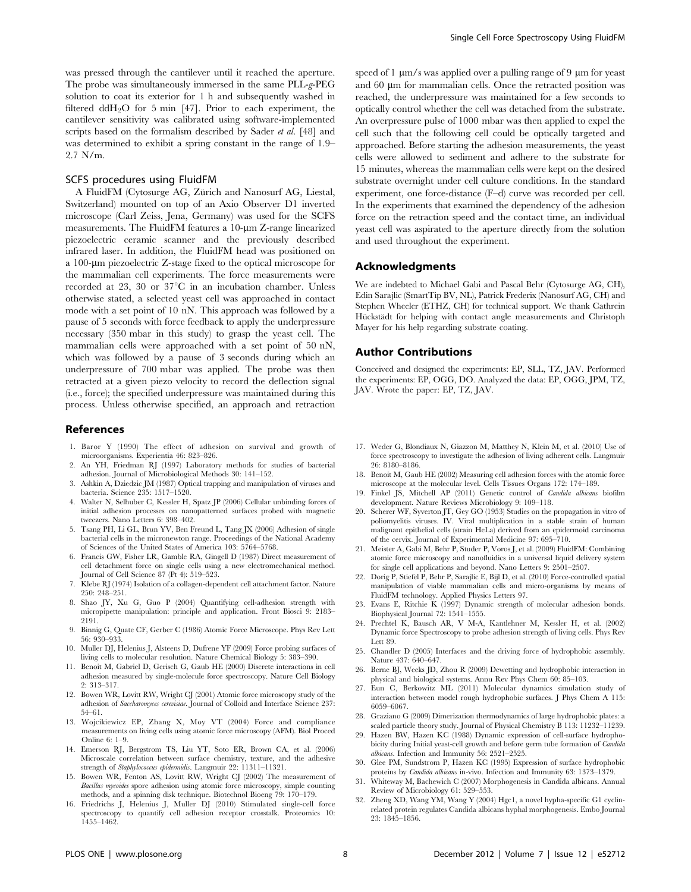was pressed through the cantilever until it reached the aperture. The probe was simultaneously immersed in the same PLL-*g*-PEG solution to coat its exterior for 1 h and subsequently washed in filtered $ddH_2O$ for 5 min [47]. Prior to each experiment, the cantilever sensitivity was calibrated using software-implemented scripts based on the formalism described by Sader *et al.* [48] and was determined to exhibit a spring constant in the range of 1.9–2.7 N/m.

### SCFS procedures using FluidFM

A FluidFM (Cytosurge AG, Zürich and Nanosurf AG, Liestal, Switzerland) mounted on top of an Axio Observer D1 inverted microscope (Carl Zeiss, Jena, Germany) was used for the SCFS measurements. The FluidFM features a 10-µm Z-range linearized piezoelectric ceramic scanner and the previously described infrared laser. In addition, the FluidFM head was positioned on a 100-µm piezoelectric Z-stage fixed to the optical microscope for the mammalian cell experiments. The force measurements were recorded at 23, 30 or 37°C in an incubation chamber. Unless otherwise stated, a selected yeast cell was approached in contact mode with a set point of 10 nN. This approach was followed by a pause of 5 seconds with force feedback to apply the underpressure necessary (350 mbar in this study) to grasp the yeast cell. The mammalian cells were approached with a set point of 50 nN, which was followed by a pause of 3 seconds during which an underpressure of 700 mbar was applied. The probe was then retracted at a given piezo velocity to record the deflection signal (i.e., force); the specified underpressure was maintained during this process. Unless otherwise specified, an approach and retraction speed of 1 µm/s was applied over a pulling range of 9 µm for yeast and 60 µm for mammalian cells. Once the retracted position was reached, the underpressure was maintained for a few seconds to optically control whether the cell was detached from the substrate. An overpressure pulse of 1000 mbar was then applied to expel the cell such that the following cell could be optically targeted and approached. Before starting the adhesion measurements, the yeast cells were allowed to sediment and adhere to the substrate for 15 minutes, whereas the mammalian cells were kept on the desired substrate overnight under cell culture conditions. In the standard experiment, one force-distance (F–d) curve was recorded per cell. In the experiments that examined the dependency of the adhesion force on the retraction speed and the contact time, an individual yeast cell was aspirated to the aperture directly from the solution and used throughout the experiment.

## Acknowledgments

We are indebted to Michael Gabi and Pascal Behr (Cytosurge AG, CH), Edin Sarajlic (SmartTip BV, NL), Patrick Frederix (Nanosurf AG, CH) and Stephen Wheeler (ETHZ, CH) for technical support. We thank Cathrein Hückstädt for helping with contact angle measurements and Christoph Mayer for his help regarding substrate coating.

## Author Contributions

Conceived and designed the experiments: EP, SLL, TZ, JAV. Performed the experiments: EP, OGG, DO. Analyzed the data: EP, OGG, JPM, TZ, JAV. Wrote the paper: EP, TZ, JAV.

## References

1. Baror Y (1990) The effect of adhesion on survival and growth of microorganisms. Experientia 46: 823–826.
2. An YH, Friedman RJ (1997) Laboratory methods for studies of bacterial adhesion. Journal of Microbiological Methods 30: 141–152.
3. Ashkin A, Dziedzic JM (1987) Optical trapping and manipulation of viruses and bacteria. Science 235: 1517–1520.
4. Walter N, Selhuber C, Kessler H, Spatz JP (2006) Cellular unbinding forces of initial adhesion processes on nanopatterned surfaces probed with magnetic tweezers. Nano Letters 6: 398–402.
5. Tsang PH, Li GL, Brun YV, Ben Freund L, Tang JX (2006) Adhesion of single bacterial cells in the micronewton range. Proceedings of the National Academy of Sciences of the United States of America 103: 5764–5768.
6. Francis GW, Fisher LR, Gamble RA, Gingell D (1987) Direct measurement of cell detachment force on single cells using a new electromechanical method. Journal of Cell Science 87 (Pt 4): 519–523.
7. Klebe RJ (1974) Isolation of a collagen-dependent cell attachment factor. Nature 250: 248–251.
8. Shao JY, Xu G, Guo P (2004) Quantifying cell-adhesion strength with micropipette manipulation: principle and application. Front Biosci 9: 2183–2191.
9. Binnig G, Quate CF, Gerber C (1986) Atomic Force Microscope. Phys Rev Lett 56: 930–933.
10. Muller DJ, Helenius J, Alsteens D, Dufrene YF (2009) Force probing surfaces of living cells to molecular resolution. Nature Chemical Biology 5: 383–390.
11. Benoit M, Gabriel D, Gerisch G, Gaub HE (2000) Discrete interactions in cell adhesion measured by single-molecule force spectroscopy. Nature Cell Biology 2: 313–317.
12. Bowen WR, Lovitt RW, Wright CJ (2001) Atomic force microscopy study of the adhesion of *Saccharomyces cerevisiae*. Journal of Colloid and Interface Science 237: 54–61.
13. Wojcikiewicz EP, Zhang X, Moy VT (2004) Force and compliance measurements on living cells using atomic force microscopy (AFM). Biol Proced Online 6: 1–9.
14. Emerson RJ, Bergstrom TS, Liu YT, Soto ER, Brown CA, et al. (2006) Microscale correlation between surface chemistry, texture, and the adhesive strength of *Staphylococcus epidermidis*. Langmuir 22: 11311–11321.
15. Bowen WR, Fenton AS, Lovitt RW, Wright CJ (2002) The measurement of *Bacillus mycoides* spore adhesion using atomic force microscopy, simple counting methods, and a spinning disk technique. Biotechnol Bioeng 79: 170–179.
16. Friedrichs J, Helenius J, Muller DJ (2010) Stimulated single-cell force spectroscopy to quantify cell adhesion receptor crosstalk. Proteomics 10: 1455–1462.
17. Weder G, Blondiaux N, Giazzon M, Matthey N, Klein M, et al. (2010) Use of force spectroscopy to investigate the adhesion of living adherent cells. Langmuir 26: 8180–8186.
18. Benoit M, Gaub HE (2002) Measuring cell adhesion forces with the atomic force microscope at the molecular level. Cells Tissues Organs 172: 174–189.
19. Finkel JS, Mitchell AP (2011) Genetic control of *Candida albicans* biofilm development. Nature Reviews Microbiology 9: 109–118.
20. Scherer WF, Syverton JT, Gey GO (1953) Studies on the propagation in vitro of poliomyelitis viruses. IV. Viral multiplication in a stable strain of human malignant epithelial cells (strain HeLa) derived from an epidermoid carcinoma of the cervix. Journal of Experimental Medicine 97: 695–710.
21. Meister A, Gabi M, Behr P, Studer P, Voros J, et al. (2009) FluidFM: Combining atomic force microscopy and nanofluidics in a universal liquid delivery system for single cell applications and beyond. Nano Letters 9: 2501–2507.
22. Dorig P, Stiefel P, Behr P, Sarajlic E, Bijl D, et al. (2010) Force-controlled spatial manipulation of viable mammalian cells and micro-organisms by means of FluidFM technology. Applied Physics Letters 97.
23. Evans E, Ritchie K (1997) Dynamic strength of molecular adhesion bonds. Biophysical Journal 72: 1541–1555.
24. Prechtel K, Bausch AR, V M-A, Kantlehner M, Kessler H, et al. (2002) Dynamic force Spectroscopy to probe adhesion strength of living cells. Phys Rev Lett 89.
25. Chandler D (2005) Interfaces and the driving force of hydrophobic assembly. Nature 437: 640–647.
26. Berne BJ, Weeks JD, Zhou R (2009) Dewetting and hydrophobic interaction in physical and biological systems. Annu Rev Phys Chem 60: 85–103.
27. Eun C, Berkowitz ML (2011) Molecular dynamics simulation study of interaction between model rough hydrophobic surfaces. J Phys Chem A 115: 6059–6067.
28. Graziano G (2009) Dimerization thermodynamics of large hydrophobic plates: a scaled particle theory study. Journal of Physical Chemistry B 113: 11232–11239.
29. Hazen BW, Hazen KC (1988) Dynamic expression of cell-surface hydrophobicity during Initial yeast-cell growth and before germ tube formation of *Candida albicans*. Infection and Immunity 56: 2521–2525.
30. Glee PM, Sundstrom P, Hazen KC (1995) Expression of surface hydrophobic proteins by *Candida albicans* in-vivo. Infection and Immunity 63: 1373–1379.
31. Whiteway M, Bachewich C (2007) Morphogenesis in Candida albicans. Annual Review of Microbiology 61: 529–553.
32. Zheng XD, Wang YM, Wang Y (2004) Hgc1, a novel hypha-specific G1 cyclin-related protein regulates Candida albicans hyphal morphogenesis. Embo Journal 23: 1845–1856.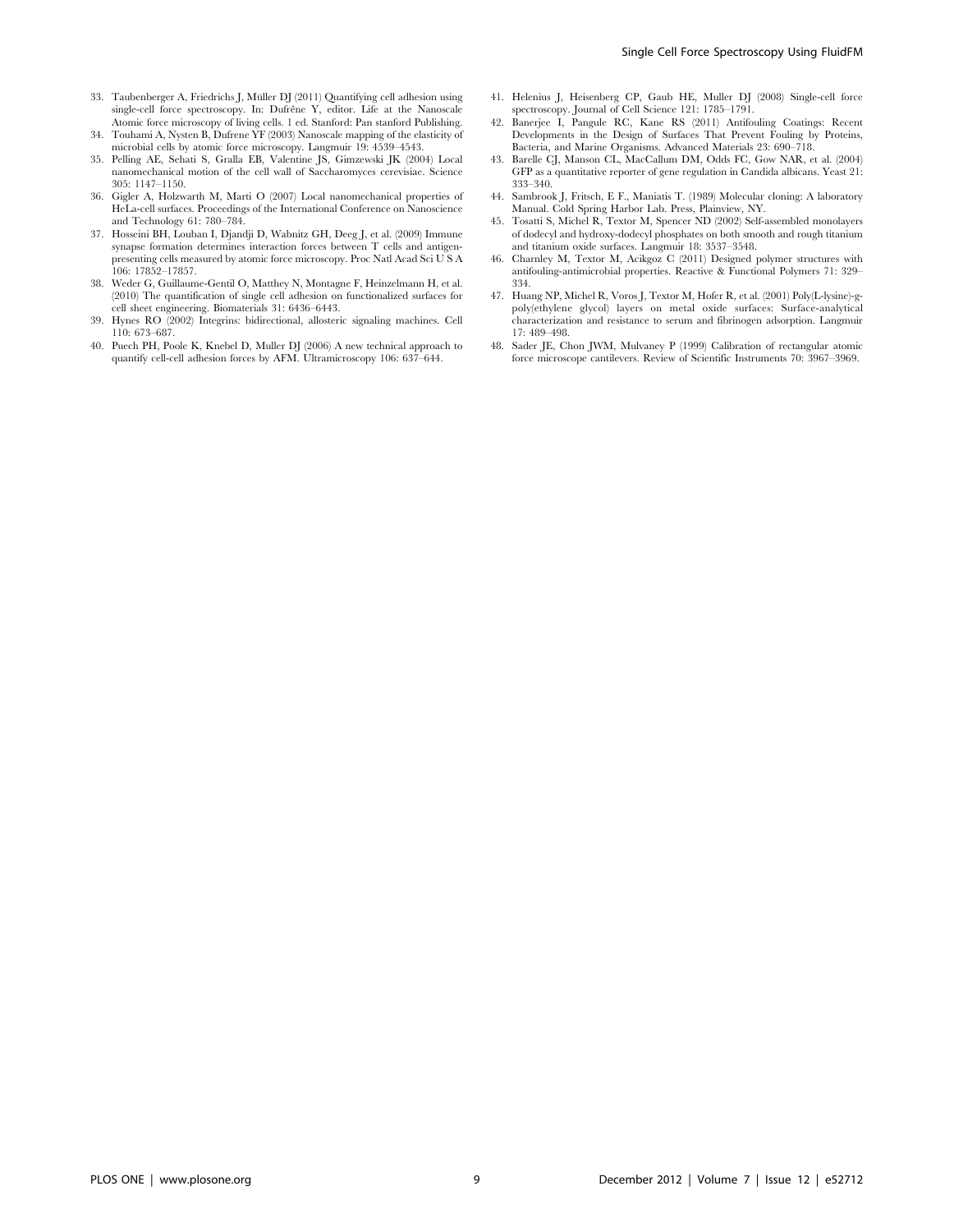33. Taubenberger A, Friedrichs J, Müller DJ (2011) Quantifying cell adhesion using single-cell force spectroscopy. In: Dufrêne Y, editor. Life at the Nanoscale Atomic force microscopy of living cells. 1 ed. Stanford: Pan stanford Publishing.
34. Touhami A, Nysten B, Dufrene YF (2003) Nanoscale mapping of the elasticity of microbial cells by atomic force microscopy. Langmuir 19: 4539–4543.
35. Pelling AE, Sehati S, Gralla EB, Valentine JS, Gimzewski JK (2004) Local nanomechanical motion of the cell wall of Saccharomyces cerevisiae. Science 305: 1147–1150.
36. Gigler A, Holzwarth M, Marti O (2007) Local nanomechanical properties of HeLa-cell surfaces. Proceedings of the International Conference on Nanoscience and Technology 61: 780–784.
37. Hosseini BH, Louban I, Djandji D, Wabnitz GH, Deeg J, et al. (2009) Immune synapse formation determines interaction forces between T cells and antigen-presenting cells measured by atomic force microscopy. Proc Natl Acad Sci U S A 106: 17852–17857.
38. Weder G, Guillaume-Gentil O, Matthey N, Montagne F, Heinzelmann H, et al. (2010) The quantification of single cell adhesion on functionalized surfaces for cell sheet engineering. Biomaterials 31: 6436–6443.
39. Hynes RO (2002) Integrins: bidirectional, allosteric signaling machines. Cell 110: 673–687.
40. Puech PH, Poole K, Knebel D, Muller DJ (2006) A new technical approach to quantify cell-cell adhesion forces by AFM. Ultramicroscopy 106: 637–644.
41. Helenius J, Heisenberg CP, Gaub HE, Muller DJ (2008) Single-cell force spectroscopy. Journal of Cell Science 121: 1785–1791.
42. Banerjee I, Pangule RC, Kane RS (2011) Antifouling Coatings: Recent Developments in the Design of Surfaces That Prevent Fouling by Proteins, Bacteria, and Marine Organisms. Advanced Materials 23: 690–718.
43. Barelle CJ, Manson CL, MacCallum DM, Odds FC, Gow NAR, et al. (2004) GFP as a quantitative reporter of gene regulation in Candida albicans. Yeast 21: 333–340.
44. Sambrook J, Fritsch, E F., Maniatis T. (1989) Molecular cloning: A laboratory Manual. Cold Spring Harbor Lab. Press, Plainview, NY.
45. Tosatti S, Michel R, Textor M, Spencer ND (2002) Self-assembled monolayers of dodecyl and hydroxy-dodecyl phosphates on both smooth and rough titanium and titanium oxide surfaces. Langmuir 18: 3537–3548.
46. Charnley M, Textor M, Acikgoz C (2011) Designed polymer structures with antifouling-antimicrobial properties. Reactive & Functional Polymers 71: 329–334.
47. Huang NP, Michel R, Voros J, Textor M, Hofer R, et al. (2001) Poly(L-lysine)-g-poly(ethylene glycol) layers on metal oxide surfaces: Surface-analytical characterization and resistance to serum and fibrinogen adsorption. Langmuir 17: 489–498.
48. Sader JE, Chon JWM, Mulvaney P (1999) Calibration of rectangular atomic force microscope cantilevers. Review of Scientific Instruments 70: 3967–3969.